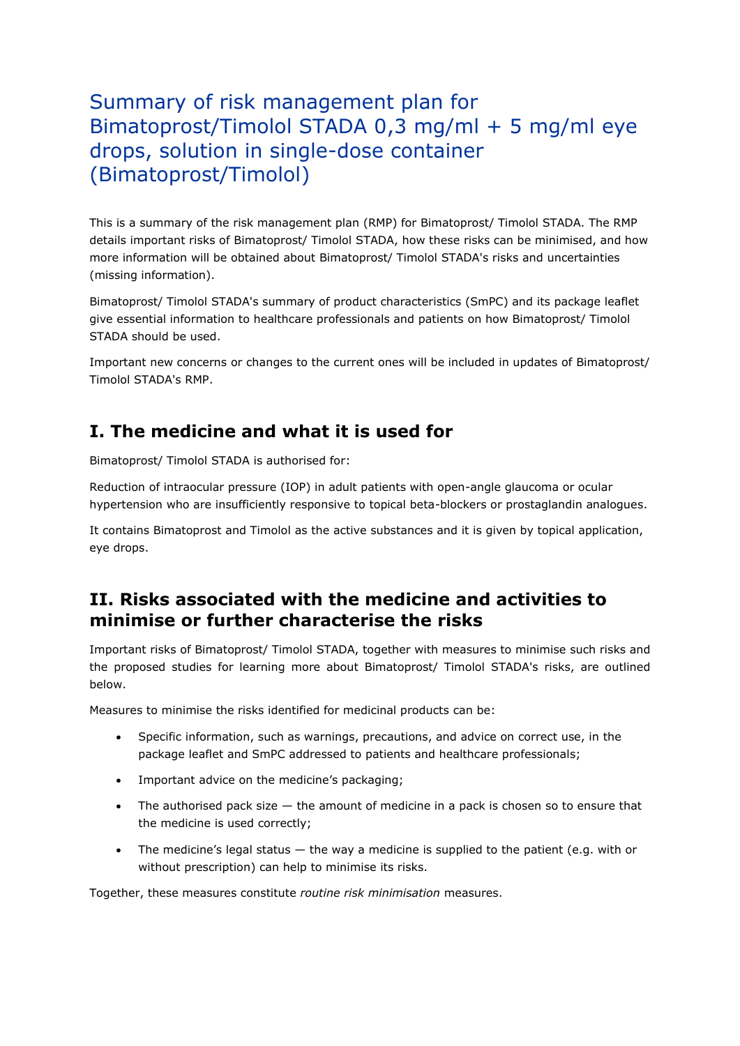# Summary of risk management plan for Bimatoprost/Timolol STADA 0,3 mg/ml + 5 mg/ml eye drops, solution in single-dose container (Bimatoprost/Timolol)

This is a summary of the risk management plan (RMP) for Bimatoprost/ Timolol STADA. The RMP details important risks of Bimatoprost/ Timolol STADA, how these risks can be minimised, and how more information will be obtained about Bimatoprost/ Timolol STADA's risks and uncertainties (missing information).

Bimatoprost/ Timolol STADA's summary of product characteristics (SmPC) and its package leaflet give essential information to healthcare professionals and patients on how Bimatoprost/ Timolol STADA should be used.

Important new concerns or changes to the current ones will be included in updates of Bimatoprost/ Timolol STADA's RMP.

## I. The medicine and what it is used for

Bimatoprost/ Timolol STADA is authorised for:

Reduction of intraocular pressure (IOP) in adult patients with open-angle glaucoma or ocular hypertension who are insufficiently responsive to topical beta-blockers or prostaglandin analogues.

It contains Bimatoprost and Timolol as the active substances and it is given by topical application, eye drops.

## II. Risks associated with the medicine and activities to minimise or further characterise the risks

Important risks of Bimatoprost/ Timolol STADA, together with measures to minimise such risks and the proposed studies for learning more about Bimatoprost/ Timolol STADA's risks, are outlined below.

Measures to minimise the risks identified for medicinal products can be:

- Specific information, such as warnings, precautions, and advice on correct use, in the package leaflet and SmPC addressed to patients and healthcare professionals;
- Important advice on the medicine's packaging;
- The authorised pack size — the amount of medicine in a pack is chosen so to ensure that the medicine is used correctly;
- The medicine's legal status — the way a medicine is supplied to the patient (e.g. with or without prescription) can help to minimise its risks.

Together, these measures constitute *routine risk minimisation* measures.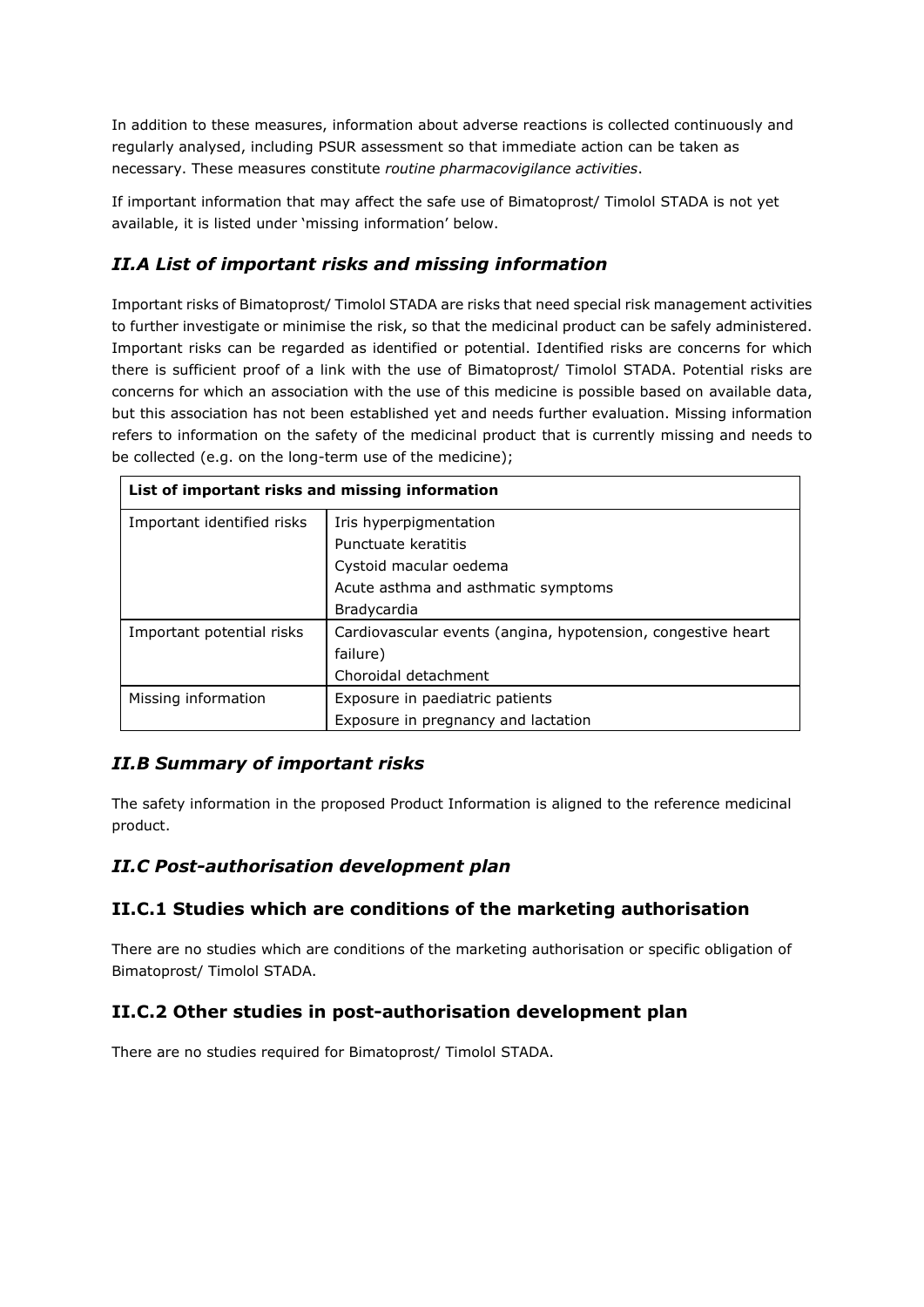In addition to these measures, information about adverse reactions is collected continuously and regularly analysed, including PSUR assessment so that immediate action can be taken as necessary. These measures constitute *routine pharmacovigilance activities*.

If important information that may affect the safe use of Bimatoprost/ Timolol STADA is not yet available, it is listed under 'missing information' below.

## *II.A List of important risks and missing information*

Important risks of Bimatoprost/ Timolol STADA are risks that need special risk management activities to further investigate or minimise the risk, so that the medicinal product can be safely administered. Important risks can be regarded as identified or potential. Identified risks are concerns for which there is sufficient proof of a link with the use of Bimatoprost/ Timolol STADA. Potential risks are concerns for which an association with the use of this medicine is possible based on available data, but this association has not been established yet and needs further evaluation. Missing information refers to information on the safety of the medicinal product that is currently missing and needs to be collected (e.g. on the long-term use of the medicine);

| **List of important risks and missing information** | |
|---|---|
| Important identified risks | Iris hyperpigmentation<br>Punctuate keratitis<br>Cystoid macular oedema<br>Acute asthma and asthmatic symptoms<br>Bradycardia |
| Important potential risks | Cardiovascular events (angina, hypotension, congestive heart failure)<br>Choroidal detachment |
| Missing information | Exposure in paediatric patients<br>Exposure in pregnancy and lactation |

## *II.B Summary of important risks*

The safety information in the proposed Product Information is aligned to the reference medicinal product.

## *II.C Post-authorisation development plan*

### II.C.1 Studies which are conditions of the marketing authorisation

There are no studies which are conditions of the marketing authorisation or specific obligation of Bimatoprost/ Timolol STADA.

### II.C.2 Other studies in post-authorisation development plan

There are no studies required for Bimatoprost/ Timolol STADA.